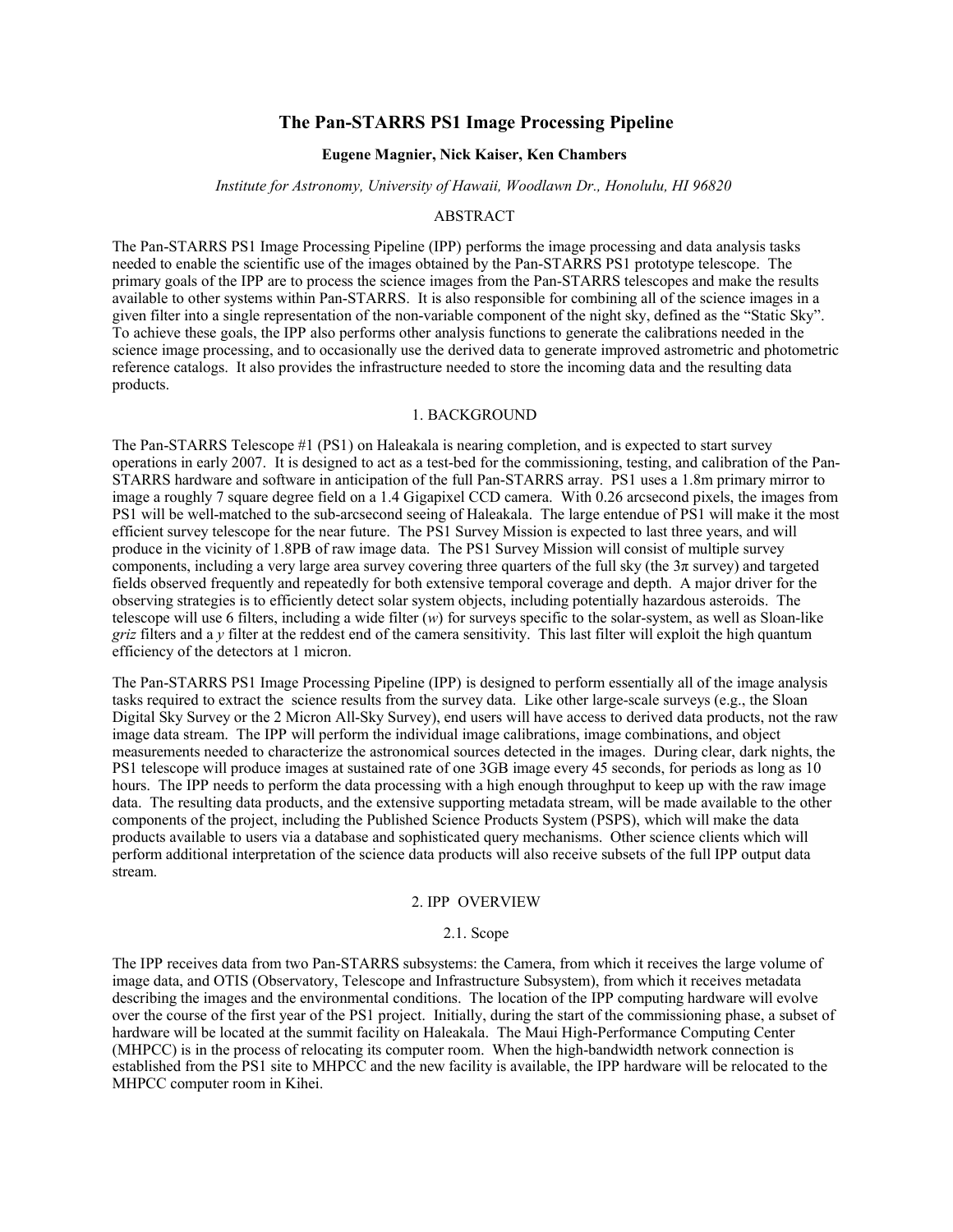# The Pan-STARRS PS1 Image Processing Pipeline

**Eugene Magnier, Nick Kaiser, Ken Chambers**

*Institute for Astronomy, University of Hawaii, Woodlawn Dr., Honolulu, HI 96820*

## ABSTRACT

The Pan-STARRS PS1 Image Processing Pipeline (IPP) performs the image processing and data analysis tasks needed to enable the scientific use of the images obtained by the Pan-STARRS PS1 prototype telescope. The primary goals of the IPP are to process the science images from the Pan-STARRS telescopes and make the results available to other systems within Pan-STARRS. It is also responsible for combining all of the science images in a given filter into a single representation of the non-variable component of the night sky, defined as the "Static Sky". To achieve these goals, the IPP also performs other analysis functions to generate the calibrations needed in the science image processing, and to occasionally use the derived data to generate improved astrometric and photometric reference catalogs. It also provides the infrastructure needed to store the incoming data and the resulting data products.

## 1. BACKGROUND

The Pan-STARRS Telescope #1 (PS1) on Haleakala is nearing completion, and is expected to start survey operations in early 2007. It is designed to act as a test-bed for the commissioning, testing, and calibration of the Pan-STARRS hardware and software in anticipation of the full Pan-STARRS array. PS1 uses a 1.8m primary mirror to image a roughly 7 square degree field on a 1.4 Gigapixel CCD camera. With 0.26 arcsecond pixels, the images from PS1 will be well-matched to the sub-arcsecond seeing of Haleakala. The large entendue of PS1 will make it the most efficient survey telescope for the near future. The PS1 Survey Mission is expected to last three years, and will produce in the vicinity of 1.8PB of raw image data. The PS1 Survey Mission will consist of multiple survey components, including a very large area survey covering three quarters of the full sky (the 3π survey) and targeted fields observed frequently and repeatedly for both extensive temporal coverage and depth. A major driver for the observing strategies is to efficiently detect solar system objects, including potentially hazardous asteroids. The telescope will use 6 filters, including a wide filter (*w*) for surveys specific to the solar-system, as well as Sloan-like *griz* filters and a *y* filter at the reddest end of the camera sensitivity. This last filter will exploit the high quantum efficiency of the detectors at 1 micron.

The Pan-STARRS PS1 Image Processing Pipeline (IPP) is designed to perform essentially all of the image analysis tasks required to extract the science results from the survey data. Like other large-scale surveys (e.g., the Sloan Digital Sky Survey or the 2 Micron All-Sky Survey), end users will have access to derived data products, not the raw image data stream. The IPP will perform the individual image calibrations, image combinations, and object measurements needed to characterize the astronomical sources detected in the images. During clear, dark nights, the PS1 telescope will produce images at sustained rate of one 3GB image every 45 seconds, for periods as long as 10 hours. The IPP needs to perform the data processing with a high enough throughput to keep up with the raw image data. The resulting data products, and the extensive supporting metadata stream, will be made available to the other components of the project, including the Published Science Products System (PSPS), which will make the data products available to users via a database and sophisticated query mechanisms. Other science clients which will perform additional interpretation of the science data products will also receive subsets of the full IPP output data stream.

## 2. IPP OVERVIEW

### 2.1. Scope

The IPP receives data from two Pan-STARRS subsystems: the Camera, from which it receives the large volume of image data, and OTIS (Observatory, Telescope and Infrastructure Subsystem), from which it receives metadata describing the images and the environmental conditions. The location of the IPP computing hardware will evolve over the course of the first year of the PS1 project. Initially, during the start of the commissioning phase, a subset of hardware will be located at the summit facility on Haleakala. The Maui High-Performance Computing Center (MHPCC) is in the process of relocating its computer room. When the high-bandwidth network connection is established from the PS1 site to MHPCC and the new facility is available, the IPP hardware will be relocated to the MHPCC computer room in Kihei.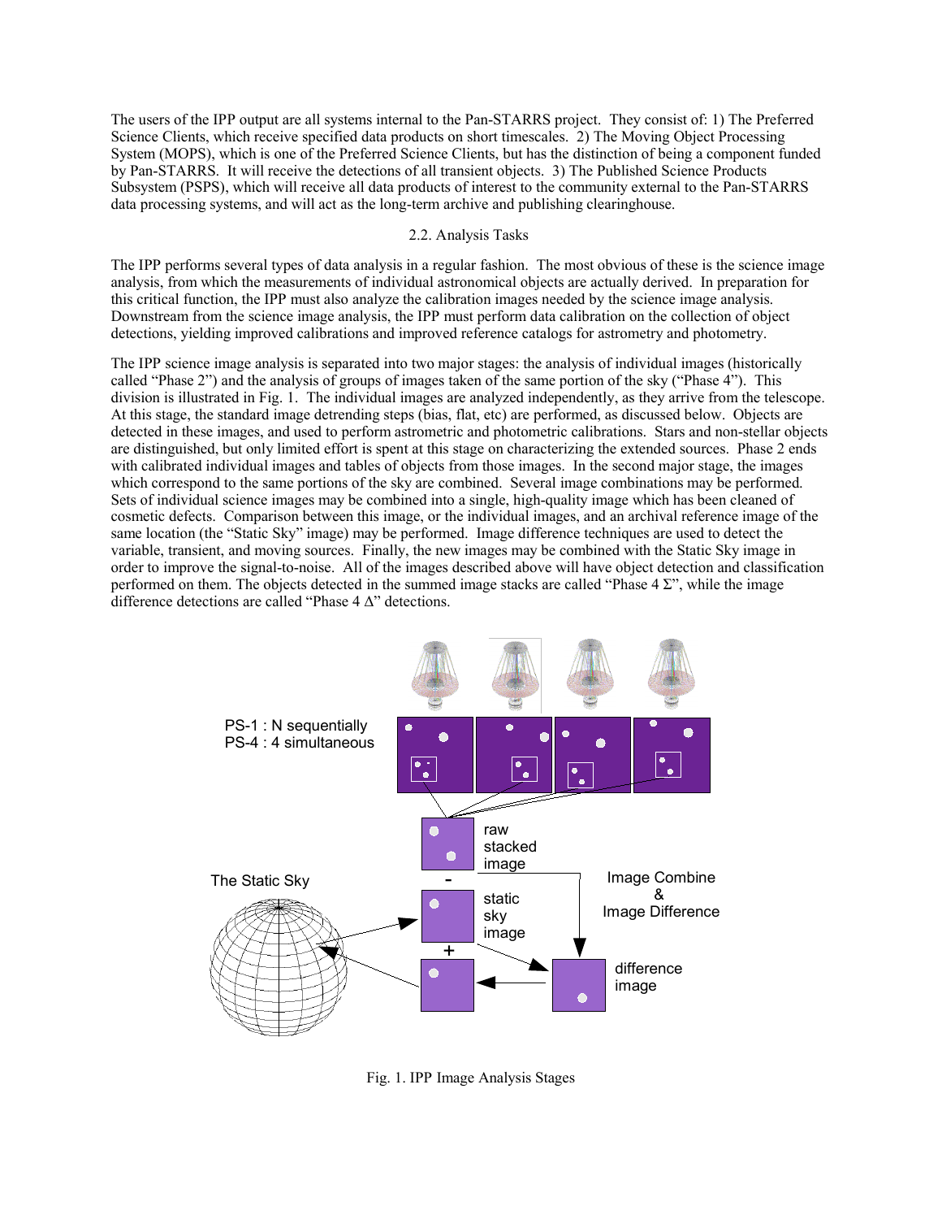The users of the IPP output are all systems internal to the Pan-STARRS project. They consist of: 1) The Preferred Science Clients, which receive specified data products on short timescales. 2) The Moving Object Processing System (MOPS), which is one of the Preferred Science Clients, but has the distinction of being a component funded by Pan-STARRS. It will receive the detections of all transient objects. 3) The Published Science Products Subsystem (PSPS), which will receive all data products of interest to the community external to the Pan-STARRS data processing systems, and will act as the long-term archive and publishing clearinghouse.

### 2.2. Analysis Tasks

The IPP performs several types of data analysis in a regular fashion. The most obvious of these is the science image analysis, from which the measurements of individual astronomical objects are actually derived. In preparation for this critical function, the IPP must also analyze the calibration images needed by the science image analysis. Downstream from the science image analysis, the IPP must perform data calibration on the collection of object detections, yielding improved calibrations and improved reference catalogs for astrometry and photometry.

The IPP science image analysis is separated into two major stages: the analysis of individual images (historically called "Phase 2") and the analysis of groups of images taken of the same portion of the sky ("Phase 4"). This division is illustrated in Fig. 1. The individual images are analyzed independently, as they arrive from the telescope. At this stage, the standard image detrending steps (bias, flat, etc) are performed, as discussed below. Objects are detected in these images, and used to perform astrometric and photometric calibrations. Stars and non-stellar objects are distinguished, but only limited effort is spent at this stage on characterizing the extended sources. Phase 2 ends with calibrated individual images and tables of objects from those images. In the second major stage, the images which correspond to the same portions of the sky are combined. Several image combinations may be performed. Sets of individual science images may be combined into a single, high-quality image which has been cleaned of cosmetic defects. Comparison between this image, or the individual images, and an archival reference image of the same location (the "Static Sky" image) may be performed. Image difference techniques are used to detect the variable, transient, and moving sources. Finally, the new images may be combined with the Static Sky image in order to improve the signal-to-noise. All of the images described above will have object detection and classification performed on them. The objects detected in the summed image stacks are called "Phase 4 $\Sigma$", while the image difference detections are called "Phase 4 $\Delta$" detections.

Fig. 1. IPP Image Analysis Stages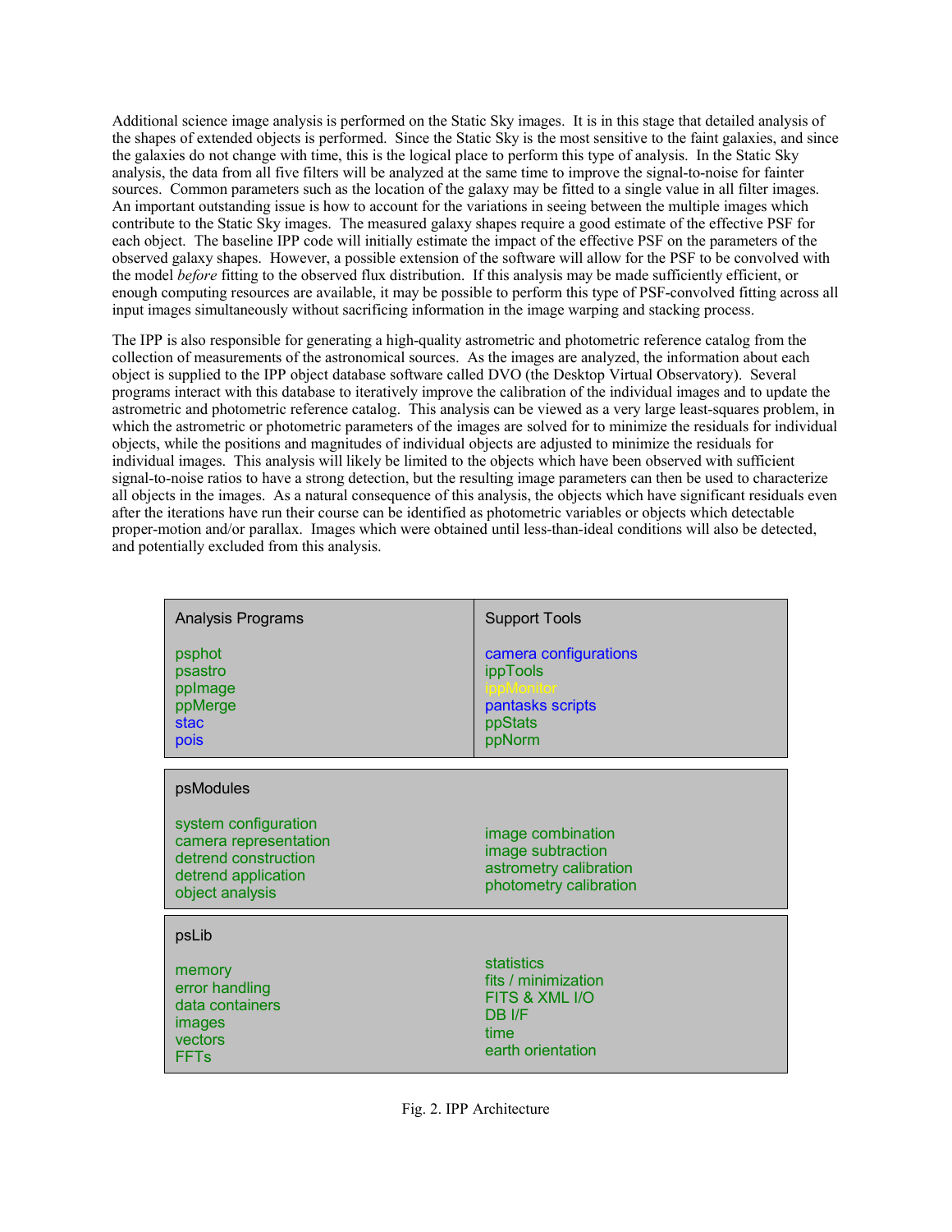Additional science image analysis is performed on the Static Sky images. It is in this stage that detailed analysis of the shapes of extended objects is performed. Since the Static Sky is the most sensitive to the faint galaxies, and since the galaxies do not change with time, this is the logical place to perform this type of analysis. In the Static Sky analysis, the data from all five filters will be analyzed at the same time to improve the signal-to-noise for fainter sources. Common parameters such as the location of the galaxy may be fitted to a single value in all filter images. An important outstanding issue is how to account for the variations in seeing between the multiple images which contribute to the Static Sky images. The measured galaxy shapes require a good estimate of the effective PSF for each object. The baseline IPP code will initially estimate the impact of the effective PSF on the parameters of the observed galaxy shapes. However, a possible extension of the software will allow for the PSF to be convolved with the model *before* fitting to the observed flux distribution. If this analysis may be made sufficiently efficient, or enough computing resources are available, it may be possible to perform this type of PSF-convolved fitting across all input images simultaneously without sacrificing information in the image warping and stacking process.

The IPP is also responsible for generating a high-quality astrometric and photometric reference catalog from the collection of measurements of the astronomical sources. As the images are analyzed, the information about each object is supplied to the IPP object database software called DVO (the Desktop Virtual Observatory). Several programs interact with this database to iteratively improve the calibration of the individual images and to update the astrometric and photometric reference catalog. This analysis can be viewed as a very large least-squares problem, in which the astrometric or photometric parameters of the images are solved for to minimize the residuals for individual objects, while the positions and magnitudes of individual objects are adjusted to minimize the residuals for individual images. This analysis will likely be limited to the objects which have been observed with sufficient signal-to-noise ratios to have a strong detection, but the resulting image parameters can then be used to characterize all objects in the images. As a natural consequence of this analysis, the objects which have significant residuals even after the iterations have run their course can be identified as photometric variables or objects which detectable proper-motion and/or parallax. Images which were obtained until less-than-ideal conditions will also be detected, and potentially excluded from this analysis.

| Analysis Programs | Support Tools |
|---|---|
| psphot | camera configurations |
| psastro | ippTools |
| ppImage | ippMonitor |
| ppMerge | pantasks scripts |
| stac | ppStats |
| pois | ppNorm |

| psModules | |
|---|---|
| system configuration | image combination |
| camera representation | image subtraction |
| detrend construction | astrometry calibration |
| detrend application | photometry calibration |
| object analysis | |

| psLib | |
|---|---|
| memory | statistics |
| error handling | fits / minimization |
| data containers | FITS & XML I/O |
| images | DB I/F |
| vectors | time |
| FFTs | earth orientation |

Fig. 2. IPP Architecture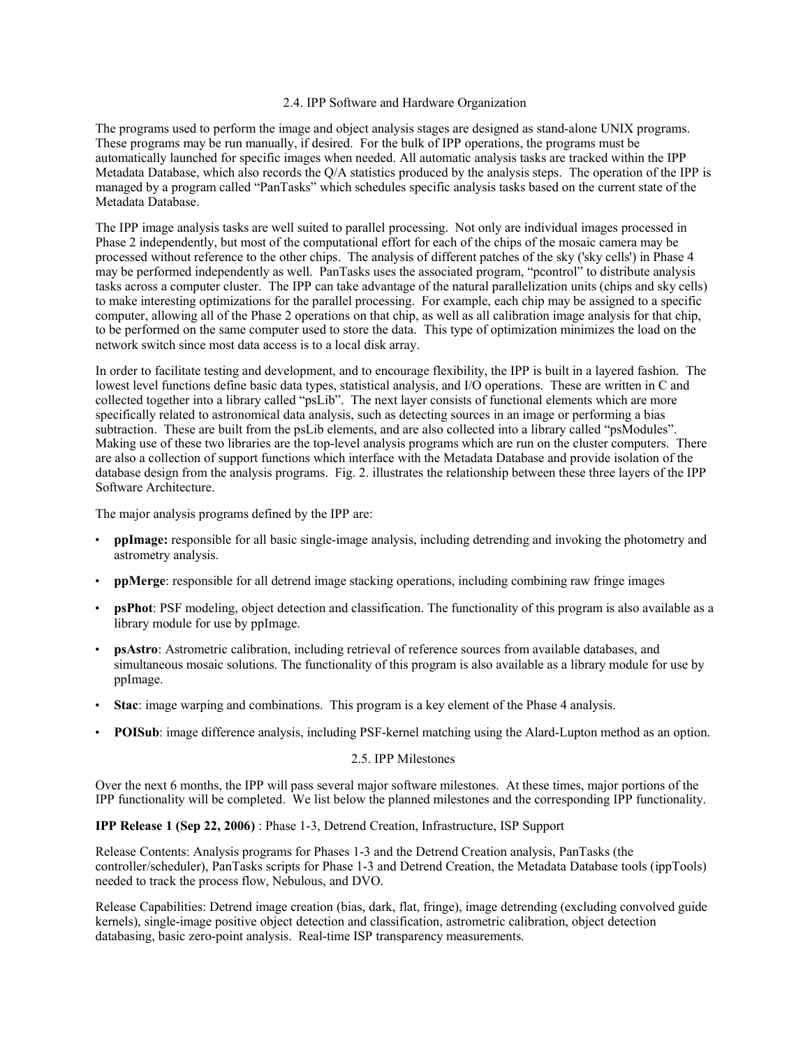## 2.4. IPP Software and Hardware Organization

The programs used to perform the image and object analysis stages are designed as stand-alone UNIX programs. These programs may be run manually, if desired. For the bulk of IPP operations, the programs must be automatically launched for specific images when needed. All automatic analysis tasks are tracked within the IPP Metadata Database, which also records the Q/A statistics produced by the analysis steps. The operation of the IPP is managed by a program called "PanTasks" which schedules specific analysis tasks based on the current state of the Metadata Database.

The IPP image analysis tasks are well suited to parallel processing. Not only are individual images processed in Phase 2 independently, but most of the computational effort for each of the chips of the mosaic camera may be processed without reference to the other chips. The analysis of different patches of the sky ('sky cells') in Phase 4 may be performed independently as well. PanTasks uses the associated program, "pcontrol" to distribute analysis tasks across a computer cluster. The IPP can take advantage of the natural parallelization units (chips and sky cells) to make interesting optimizations for the parallel processing. For example, each chip may be assigned to a specific computer, allowing all of the Phase 2 operations on that chip, as well as all calibration image analysis for that chip, to be performed on the same computer used to store the data. This type of optimization minimizes the load on the network switch since most data access is to a local disk array.

In order to facilitate testing and development, and to encourage flexibility, the IPP is built in a layered fashion. The lowest level functions define basic data types, statistical analysis, and I/O operations. These are written in C and collected together into a library called "psLib". The next layer consists of functional elements which are more specifically related to astronomical data analysis, such as detecting sources in an image or performing a bias subtraction. These are built from the psLib elements, and are also collected into a library called "psModules". Making use of these two libraries are the top-level analysis programs which are run on the cluster computers. There are also a collection of support functions which interface with the Metadata Database and provide isolation of the database design from the analysis programs. Fig. 2. illustrates the relationship between these three layers of the IPP Software Architecture.

The major analysis programs defined by the IPP are:

- **ppImage:** responsible for all basic single-image analysis, including detrending and invoking the photometry and astrometry analysis.
- **ppMerge**: responsible for all detrend image stacking operations, including combining raw fringe images
- **psPhot**: PSF modeling, object detection and classification. The functionality of this program is also available as a library module for use by ppImage.
- **psAstro**: Astrometric calibration, including retrieval of reference sources from available databases, and simultaneous mosaic solutions. The functionality of this program is also available as a library module for use by ppImage.
- **Stac**: image warping and combinations. This program is a key element of the Phase 4 analysis.
- **POISub**: image difference analysis, including PSF-kernel matching using the Alard-Lupton method as an option.

## 2.5. IPP Milestones

Over the next 6 months, the IPP will pass several major software milestones. At these times, major portions of the IPP functionality will be completed. We list below the planned milestones and the corresponding IPP functionality.

**IPP Release 1 (Sep 22, 2006)** : Phase 1-3, Detrend Creation, Infrastructure, ISP Support

Release Contents: Analysis programs for Phases 1-3 and the Detrend Creation analysis, PanTasks (the controller/scheduler), PanTasks scripts for Phase 1-3 and Detrend Creation, the Metadata Database tools (ippTools) needed to track the process flow, Nebulous, and DVO.

Release Capabilities: Detrend image creation (bias, dark, flat, fringe), image detrending (excluding convolved guide kernels), single-image positive object detection and classification, astrometric calibration, object detection databasing, basic zero-point analysis. Real-time ISP transparency measurements.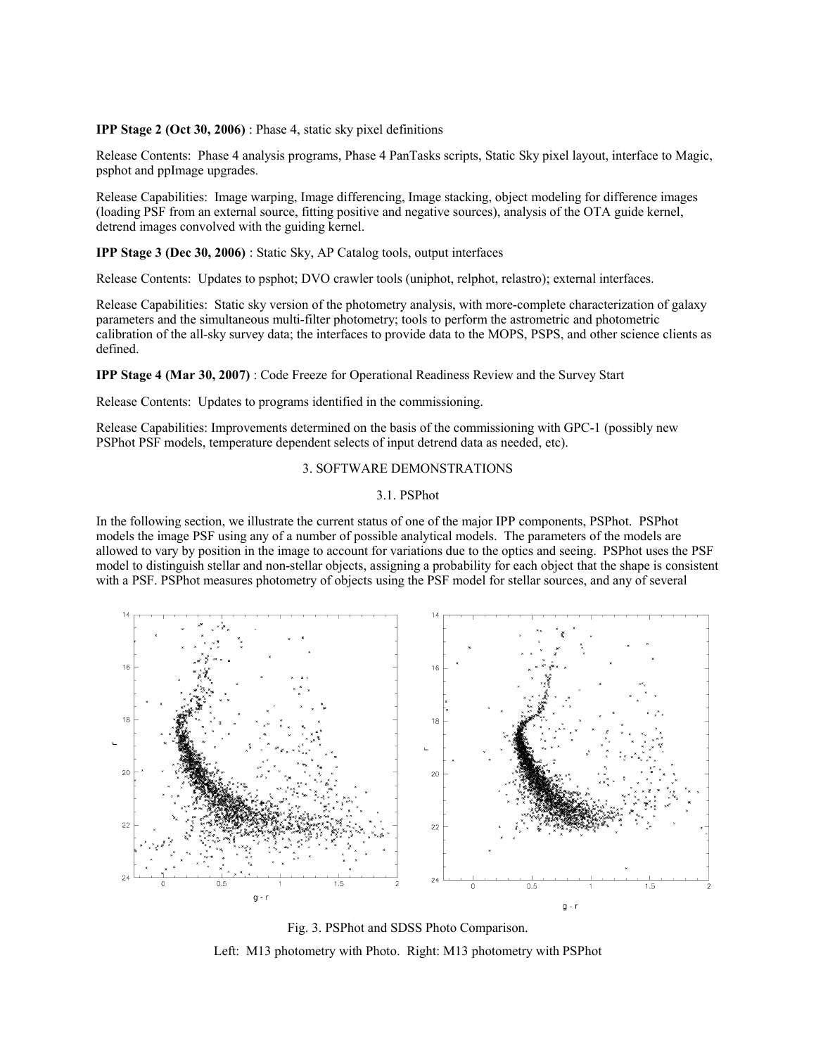**IPP Stage 2 (Oct 30, 2006)** : Phase 4, static sky pixel definitions

Release Contents: Phase 4 analysis programs, Phase 4 PanTasks scripts, Static Sky pixel layout, interface to Magic, psphot and ppImage upgrades.

Release Capabilities: Image warping, Image differencing, Image stacking, object modeling for difference images (loading PSF from an external source, fitting positive and negative sources), analysis of the OTA guide kernel, detrend images convolved with the guiding kernel.

**IPP Stage 3 (Dec 30, 2006)** : Static Sky, AP Catalog tools, output interfaces

Release Contents: Updates to psphot; DVO crawler tools (uniphot, relphot, relastro); external interfaces.

Release Capabilities: Static sky version of the photometry analysis, with more-complete characterization of galaxy parameters and the simultaneous multi-filter photometry; tools to perform the astrometric and photometric calibration of the all-sky survey data; the interfaces to provide data to the MOPS, PSPS, and other science clients as defined.

**IPP Stage 4 (Mar 30, 2007)** : Code Freeze for Operational Readiness Review and the Survey Start

Release Contents: Updates to programs identified in the commissioning.

Release Capabilities: Improvements determined on the basis of the commissioning with GPC-1 (possibly new PSPhot PSF models, temperature dependent selects of input detrend data as needed, etc).

## 3. SOFTWARE DEMONSTRATIONS

### 3.1. PSPhot

In the following section, we illustrate the current status of one of the major IPP components, PSPhot. PSPhot models the image PSF using any of a number of possible analytical models. The parameters of the models are allowed to vary by position in the image to account for variations due to the optics and seeing. PSPhot uses the PSF model to distinguish stellar and non-stellar objects, assigning a probability for each object that the shape is consistent with a PSF. PSPhot measures photometry of objects using the PSF model for stellar sources, and any of several

Fig. 3. PSPhot and SDSS Photo Comparison.

Left: M13 photometry with Photo. Right: M13 photometry with PSPhot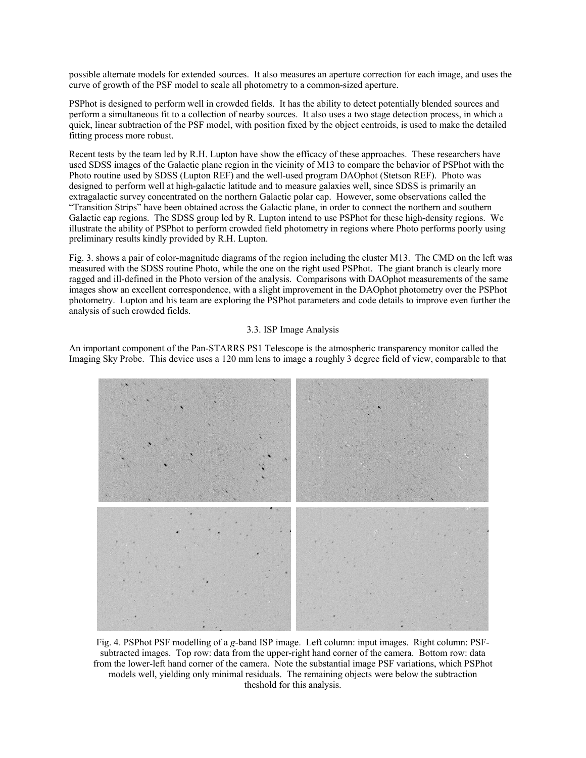possible alternate models for extended sources. It also measures an aperture correction for each image, and uses the curve of growth of the PSF model to scale all photometry to a common-sized aperture.

PSPhot is designed to perform well in crowded fields. It has the ability to detect potentially blended sources and perform a simultaneous fit to a collection of nearby sources. It also uses a two stage detection process, in which a quick, linear subtraction of the PSF model, with position fixed by the object centroids, is used to make the detailed fitting process more robust.

Recent tests by the team led by R.H. Lupton have show the efficacy of these approaches. These researchers have used SDSS images of the Galactic plane region in the vicinity of M13 to compare the behavior of PSPhot with the Photo routine used by SDSS (Lupton REF) and the well-used program DAOphot (Stetson REF). Photo was designed to perform well at high-galactic latitude and to measure galaxies well, since SDSS is primarily an extragalactic survey concentrated on the northern Galactic polar cap. However, some observations called the "Transition Strips" have been obtained across the Galactic plane, in order to connect the northern and southern Galactic cap regions. The SDSS group led by R. Lupton intend to use PSPhot for these high-density regions. We illustrate the ability of PSPhot to perform crowded field photometry in regions where Photo performs poorly using preliminary results kindly provided by R.H. Lupton.

Fig. 3. shows a pair of color-magnitude diagrams of the region including the cluster M13. The CMD on the left was measured with the SDSS routine Photo, while the one on the right used PSPhot. The giant branch is clearly more ragged and ill-defined in the Photo version of the analysis. Comparisons with DAOphot measurements of the same images show an excellent correspondence, with a slight improvement in the DAOphot photometry over the PSPhot photometry. Lupton and his team are exploring the PSPhot parameters and code details to improve even further the analysis of such crowded fields.

### 3.3. ISP Image Analysis

An important component of the Pan-STARRS PS1 Telescope is the atmospheric transparency monitor called the Imaging Sky Probe. This device uses a 120 mm lens to image a roughly 3 degree field of view, comparable to that

Fig. 4. PSPhot PSF modelling of a *g*-band ISP image. Left column: input images. Right column: PSF-subtracted images. Top row: data from the upper-right hand corner of the camera. Bottom row: data from the lower-left hand corner of the camera. Note the substantial image PSF variations, which PSPhot models well, yielding only minimal residuals. The remaining objects were below the subtraction theshold for this analysis.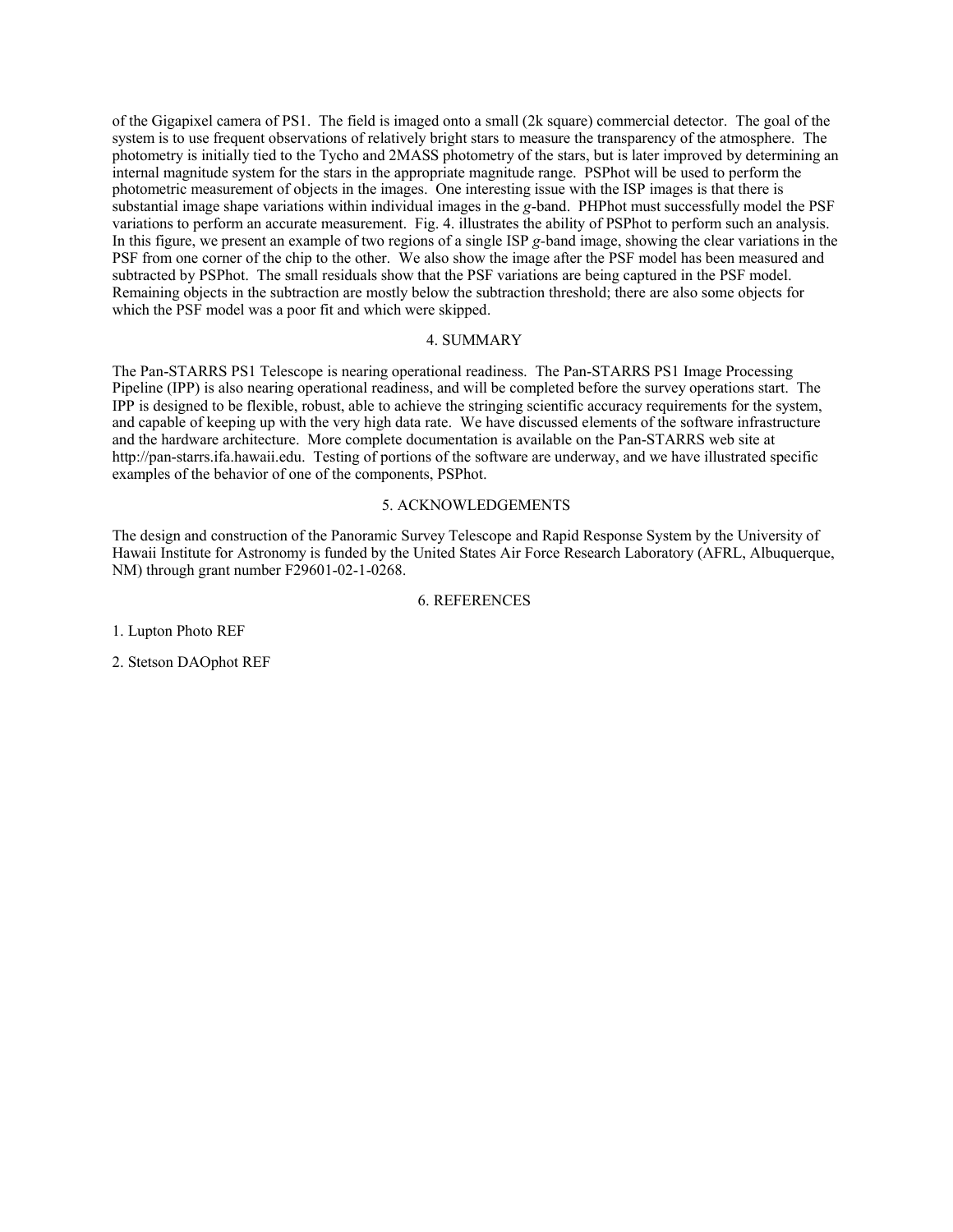of the Gigapixel camera of PS1. The field is imaged onto a small (2k square) commercial detector. The goal of the system is to use frequent observations of relatively bright stars to measure the transparency of the atmosphere. The photometry is initially tied to the Tycho and 2MASS photometry of the stars, but is later improved by determining an internal magnitude system for the stars in the appropriate magnitude range. PSPhot will be used to perform the photometric measurement of objects in the images. One interesting issue with the ISP images is that there is substantial image shape variations within individual images in the *g*-band. PHPhot must successfully model the PSF variations to perform an accurate measurement. Fig. 4. illustrates the ability of PSPhot to perform such an analysis. In this figure, we present an example of two regions of a single ISP *g*-band image, showing the clear variations in the PSF from one corner of the chip to the other. We also show the image after the PSF model has been measured and subtracted by PSPhot. The small residuals show that the PSF variations are being captured in the PSF model. Remaining objects in the subtraction are mostly below the subtraction threshold; there are also some objects for which the PSF model was a poor fit and which were skipped.

## 4. SUMMARY

The Pan-STARRS PS1 Telescope is nearing operational readiness. The Pan-STARRS PS1 Image Processing Pipeline (IPP) is also nearing operational readiness, and will be completed before the survey operations start. The IPP is designed to be flexible, robust, able to achieve the stringing scientific accuracy requirements for the system, and capable of keeping up with the very high data rate. We have discussed elements of the software infrastructure and the hardware architecture. More complete documentation is available on the Pan-STARRS web site at http://pan-starrs.ifa.hawaii.edu. Testing of portions of the software are underway, and we have illustrated specific examples of the behavior of one of the components, PSPhot.

## 5. ACKNOWLEDGEMENTS

The design and construction of the Panoramic Survey Telescope and Rapid Response System by the University of Hawaii Institute for Astronomy is funded by the United States Air Force Research Laboratory (AFRL, Albuquerque, NM) through grant number F29601-02-1-0268.

## 6. REFERENCES

1. Lupton Photo REF

2. Stetson DAOphot REF